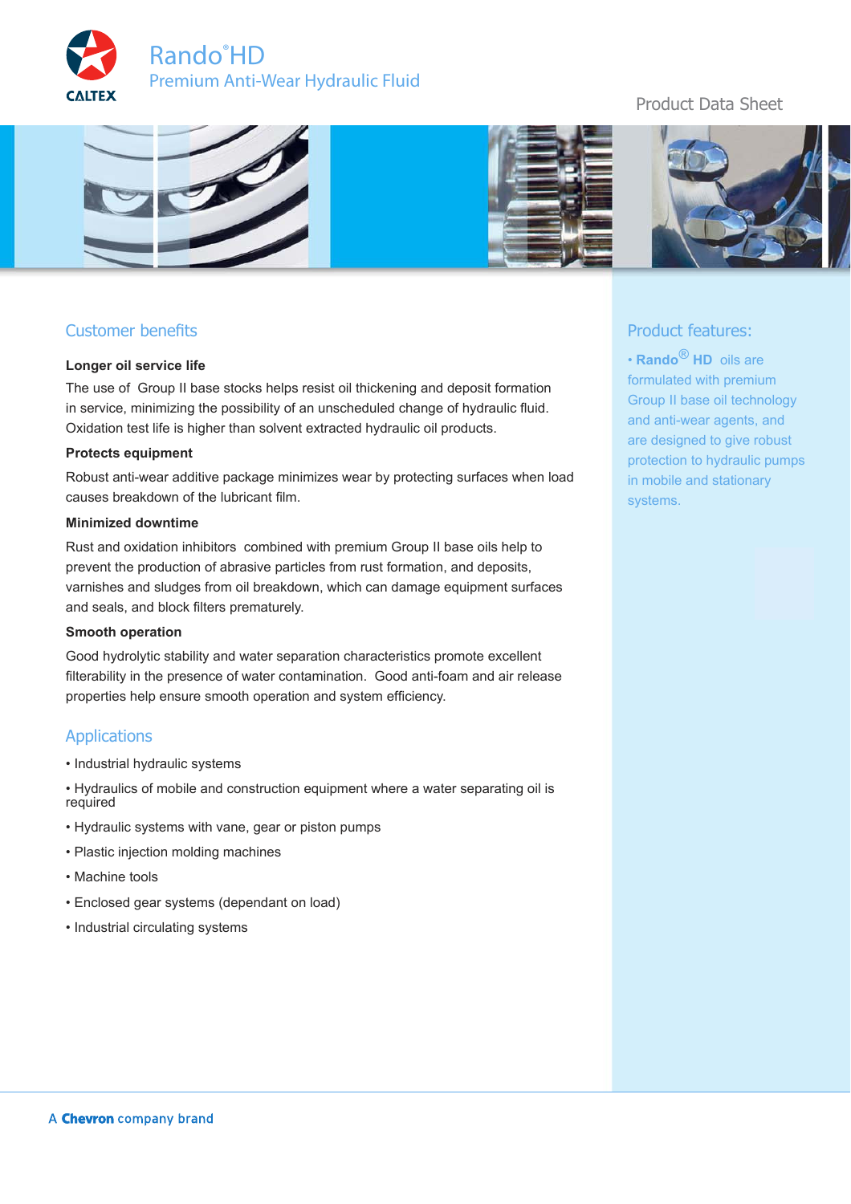CALTEX

# Rando® HD

## Premium Anti-Wear Hydraulic Fluid

Product Data Sheet

## Customer benefits

**Longer oil service life**

The use of Group II base stocks helps resist oil thickening and deposit formation in service, minimizing the possibility of an unscheduled change of hydraulic fluid. Oxidation test life is higher than solvent extracted hydraulic oil products.

**Protects equipment**

Robust anti-wear additive package minimizes wear by protecting surfaces when load causes breakdown of the lubricant film.

**Minimized downtime**

Rust and oxidation inhibitors combined with premium Group II base oils help to prevent the production of abrasive particles from rust formation, and deposits, varnishes and sludges from oil breakdown, which can damage equipment surfaces and seals, and block filters prematurely.

**Smooth operation**

Good hydrolytic stability and water separation characteristics promote excellent filterability in the presence of water contamination. Good anti-foam and air release properties help ensure smooth operation and system efficiency.

## Applications

- Industrial hydraulic systems
- Hydraulics of mobile and construction equipment where a water separating oil is required
- Hydraulic systems with vane, gear or piston pumps
- Plastic injection molding machines
- Machine tools
- Enclosed gear systems (dependant on load)
- Industrial circulating systems

## Product features:

- **Rando® HD** oils are formulated with premium Group II base oil technology and anti-wear agents, and are designed to give robust protection to hydraulic pumps in mobile and stationary systems.

A **Chevron** company brand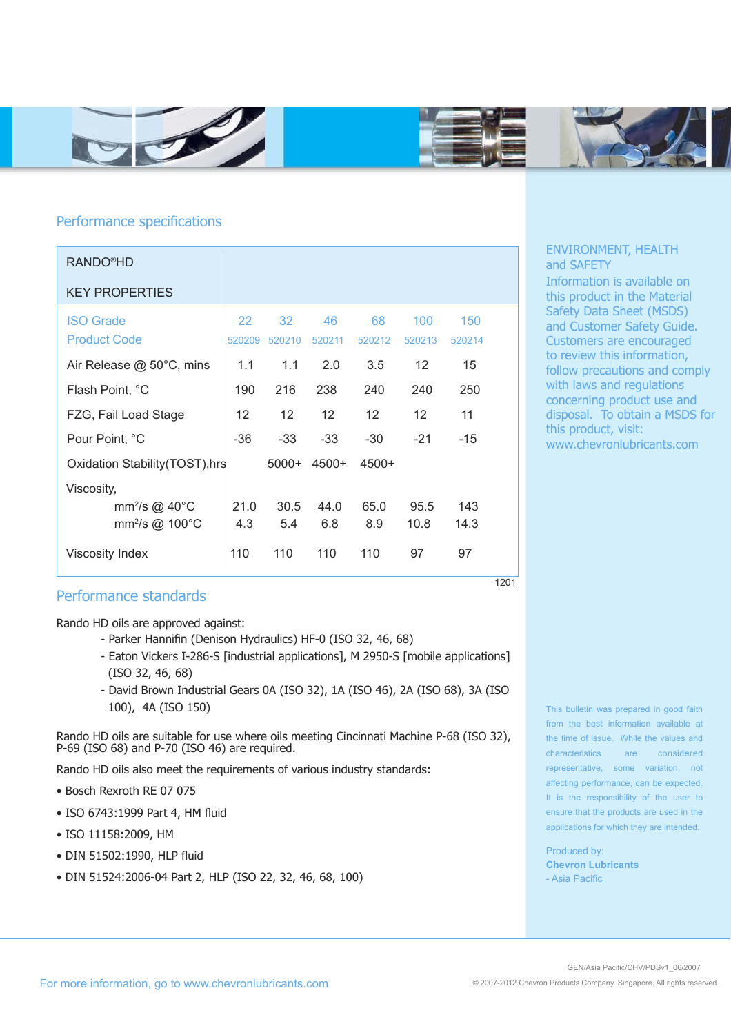## Performance specifications

| RANDO®HD KEY PROPERTIES | | | | | | |
|---|---|---|---|---|---|---|
| ISO Grade | 22 | 32 | 46 | 68 | 100 | 150 |
| Product Code | 520209 | 520210 | 520211 | 520212 | 520213 | 520214 |
| Air Release @ 50°C, mins | 1.1 | 1.1 | 2.0 | 3.5 | 12 | 15 |
| Flash Point, °C | 190 | 216 | 238 | 240 | 240 | 250 |
| FZG, Fail Load Stage | 12 | 12 | 12 | 12 | 12 | 11 |
| Pour Point, °C | -36 | -33 | -33 | -30 | -21 | -15 |
| Oxidation Stability(TOST),hrs | | 5000+ | 4500+ | 4500+ | | |
| Viscosity, | | | | | | |
| $mm^2/s$ @ 40°C | 21.0 | 30.5 | 44.0 | 65.0 | 95.5 | 143 |
| $mm^2/s$ @ 100°C | 4.3 | 5.4 | 6.8 | 8.9 | 10.8 | 14.3 |
| Viscosity Index | 110 | 110 | 110 | 110 | 97 | 97 |

1201

## Performance standards

Rando HD oils are approved against:

- Parker Hannifin (Denison Hydraulics) HF-0 (ISO 32, 46, 68)
- Eaton Vickers I-286-S [industrial applications], M 2950-S [mobile applications] (ISO 32, 46, 68)
- David Brown Industrial Gears 0A (ISO 32), 1A (ISO 46), 2A (ISO 68), 3A (ISO 100), 4A (ISO 150)

Rando HD oils are suitable for use where oils meeting Cincinnati Machine P-68 (ISO 32), P-69 (ISO 68) and P-70 (ISO 46) are required.

Rando HD oils also meet the requirements of various industry standards:

- Bosch Rexroth RE 07 075
- ISO 6743:1999 Part 4, HM fluid
- ISO 11158:2009, HM
- DIN 51502:1990, HLP fluid
- DIN 51524:2006-04 Part 2, HLP (ISO 22, 32, 46, 68, 100)

## ENVIRONMENT, HEALTH and SAFETY

Information is available on this product in the Material Safety Data Sheet (MSDS) and Customer Safety Guide. Customers are encouraged to review this information, follow precautions and comply with laws and regulations concerning product use and disposal. To obtain a MSDS for this product, visit: www.chevronlubricants.com

This bulletin was prepared in good faith from the best information available at the time of issue. While the values and characteristics are considered representative, some variation, not affecting performance, can be expected. It is the responsibility of the user to ensure that the products are used in the applications for which they are intended.

Produced by:
**Chevron Lubricants**
- Asia Pacific

GEN/Asia Pacific/CHV/PDSv1_06/2007

For more information, go to www.chevronlubricants.com

© 2007-2012 Chevron Products Company. Singapore. All rights reserved.